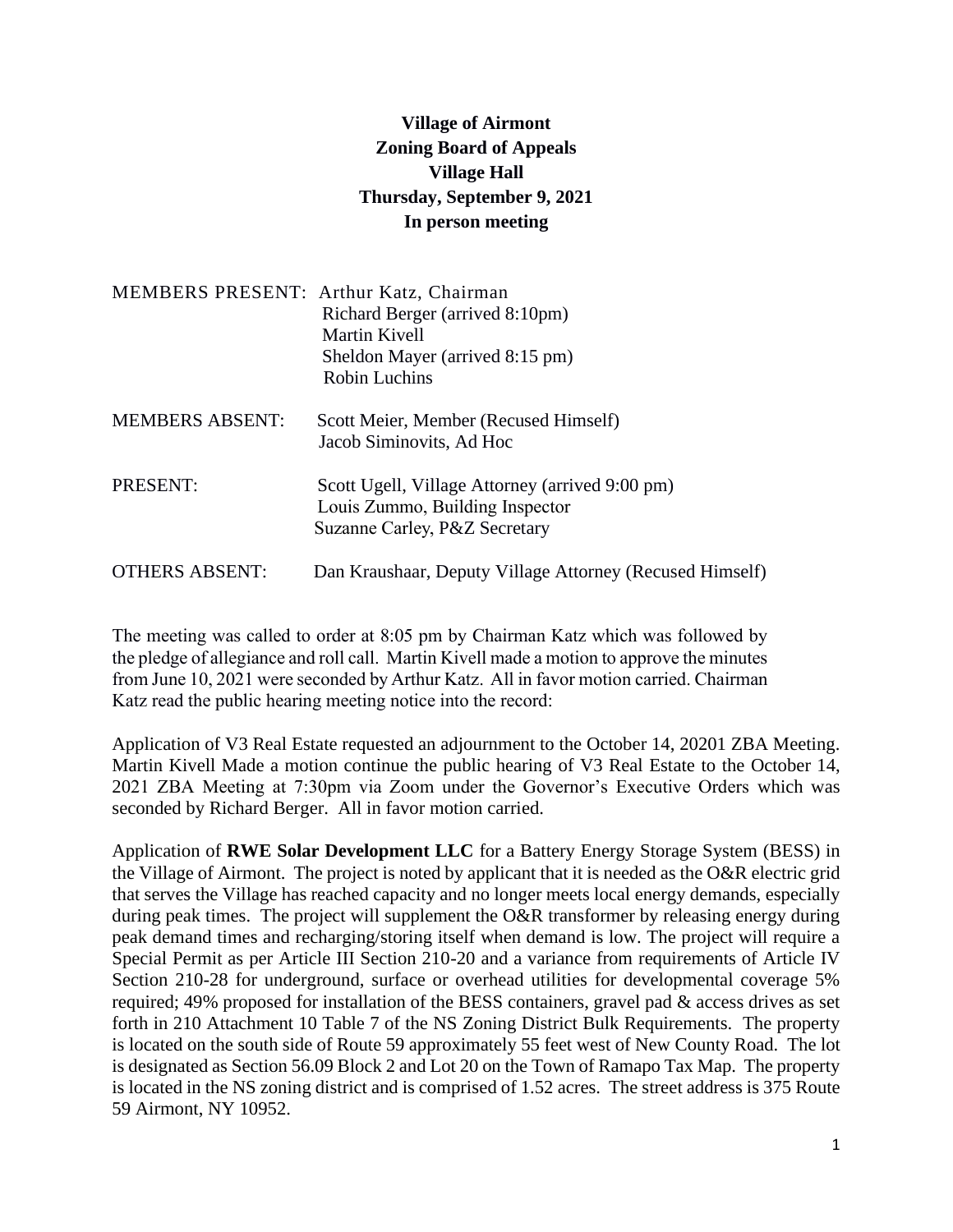**Village of Airmont**
**Zoning Board of Appeals**
**Village Hall**
**Thursday, September 9, 2021**
**In person meeting**

MEMBERS PRESENT: Arthur Katz, Chairman
Richard Berger (arrived 8:10pm)
Martin Kivell
Sheldon Mayer (arrived 8:15 pm)
Robin Luchins

MEMBERS ABSENT: Scott Meier, Member (Recused Himself)
Jacob Siminovits, Ad Hoc

PRESENT: Scott Ugell, Village Attorney (arrived 9:00 pm)
Louis Zummo, Building Inspector
Suzanne Carley, P&Z Secretary

OTHERS ABSENT: Dan Kraushaar, Deputy Village Attorney (Recused Himself)

The meeting was called to order at 8:05 pm by Chairman Katz which was followed by the pledge of allegiance and roll call. Martin Kivell made a motion to approve the minutes from June 10, 2021 were seconded by Arthur Katz. All in favor motion carried. Chairman Katz read the public hearing meeting notice into the record:

Application of V3 Real Estate requested an adjournment to the October 14, 20201 ZBA Meeting. Martin Kivell Made a motion continue the public hearing of V3 Real Estate to the October 14, 2021 ZBA Meeting at 7:30pm via Zoom under the Governor's Executive Orders which was seconded by Richard Berger. All in favor motion carried.

Application of **RWE Solar Development LLC** for a Battery Energy Storage System (BESS) in the Village of Airmont. The project is noted by applicant that it is needed as the O&R electric grid that serves the Village has reached capacity and no longer meets local energy demands, especially during peak times. The project will supplement the O&R transformer by releasing energy during peak demand times and recharging/storing itself when demand is low. The project will require a Special Permit as per Article III Section 210-20 and a variance from requirements of Article IV Section 210-28 for underground, surface or overhead utilities for developmental coverage 5% required; 49% proposed for installation of the BESS containers, gravel pad & access drives as set forth in 210 Attachment 10 Table 7 of the NS Zoning District Bulk Requirements. The property is located on the south side of Route 59 approximately 55 feet west of New County Road. The lot is designated as Section 56.09 Block 2 and Lot 20 on the Town of Ramapo Tax Map. The property is located in the NS zoning district and is comprised of 1.52 acres. The street address is 375 Route 59 Airmont, NY 10952.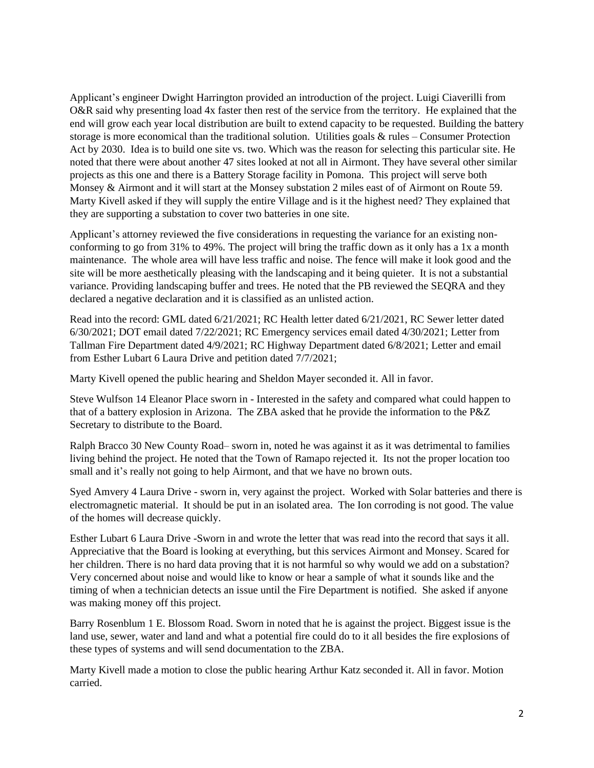Applicant's engineer Dwight Harrington provided an introduction of the project. Luigi Ciaverilli from O&R said why presenting load 4x faster then rest of the service from the territory. He explained that the end will grow each year local distribution are built to extend capacity to be requested. Building the battery storage is more economical than the traditional solution. Utilities goals & rules – Consumer Protection Act by 2030. Idea is to build one site vs. two. Which was the reason for selecting this particular site. He noted that there were about another 47 sites looked at not all in Airmont. They have several other similar projects as this one and there is a Battery Storage facility in Pomona. This project will serve both Monsey & Airmont and it will start at the Monsey substation 2 miles east of of Airmont on Route 59. Marty Kivell asked if they will supply the entire Village and is it the highest need? They explained that they are supporting a substation to cover two batteries in one site.

Applicant's attorney reviewed the five considerations in requesting the variance for an existing non-conforming to go from 31% to 49%. The project will bring the traffic down as it only has a 1x a month maintenance. The whole area will have less traffic and noise. The fence will make it look good and the site will be more aesthetically pleasing with the landscaping and it being quieter. It is not a substantial variance. Providing landscaping buffer and trees. He noted that the PB reviewed the SEQRA and they declared a negative declaration and it is classified as an unlisted action.

Read into the record: GML dated 6/21/2021; RC Health letter dated 6/21/2021, RC Sewer letter dated 6/30/2021; DOT email dated 7/22/2021; RC Emergency services email dated 4/30/2021; Letter from Tallman Fire Department dated 4/9/2021; RC Highway Department dated 6/8/2021; Letter and email from Esther Lubart 6 Laura Drive and petition dated 7/7/2021;

Marty Kivell opened the public hearing and Sheldon Mayer seconded it. All in favor.

Steve Wulfson 14 Eleanor Place sworn in - Interested in the safety and compared what could happen to that of a battery explosion in Arizona. The ZBA asked that he provide the information to the P&Z Secretary to distribute to the Board.

Ralph Bracco 30 New County Road– sworn in, noted he was against it as it was detrimental to families living behind the project. He noted that the Town of Ramapo rejected it. Its not the proper location too small and it's really not going to help Airmont, and that we have no brown outs.

Syed Amvery 4 Laura Drive - sworn in, very against the project. Worked with Solar batteries and there is electromagnetic material. It should be put in an isolated area. The Ion corroding is not good. The value of the homes will decrease quickly.

Esther Lubart 6 Laura Drive -Sworn in and wrote the letter that was read into the record that says it all. Appreciative that the Board is looking at everything, but this services Airmont and Monsey. Scared for her children. There is no hard data proving that it is not harmful so why would we add on a substation? Very concerned about noise and would like to know or hear a sample of what it sounds like and the timing of when a technician detects an issue until the Fire Department is notified. She asked if anyone was making money off this project.

Barry Rosenblum 1 E. Blossom Road. Sworn in noted that he is against the project. Biggest issue is the land use, sewer, water and land and what a potential fire could do to it all besides the fire explosions of these types of systems and will send documentation to the ZBA.

Marty Kivell made a motion to close the public hearing Arthur Katz seconded it. All in favor. Motion carried.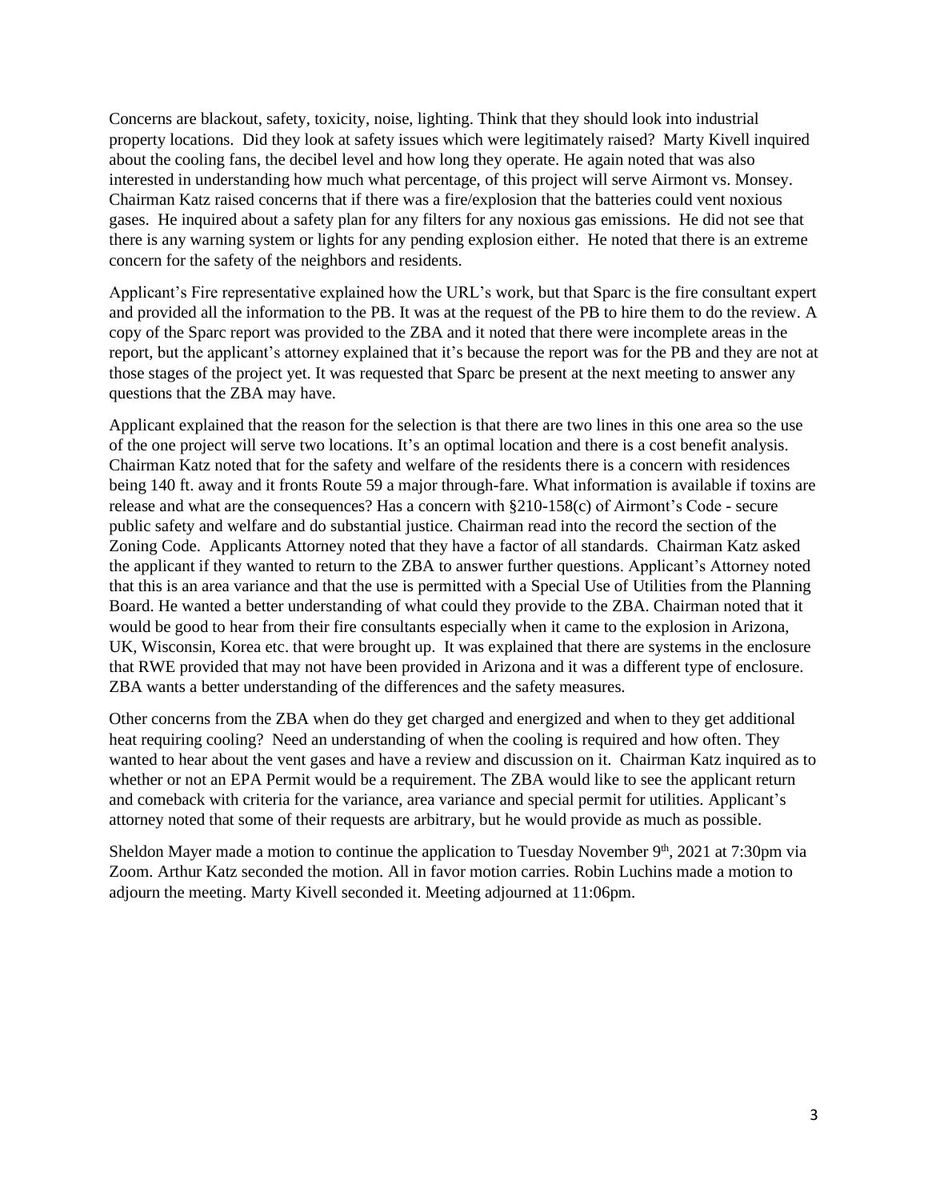Concerns are blackout, safety, toxicity, noise, lighting. Think that they should look into industrial property locations. Did they look at safety issues which were legitimately raised? Marty Kivell inquired about the cooling fans, the decibel level and how long they operate. He again noted that was also interested in understanding how much what percentage, of this project will serve Airmont vs. Monsey. Chairman Katz raised concerns that if there was a fire/explosion that the batteries could vent noxious gases. He inquired about a safety plan for any filters for any noxious gas emissions. He did not see that there is any warning system or lights for any pending explosion either. He noted that there is an extreme concern for the safety of the neighbors and residents.

Applicant's Fire representative explained how the URL's work, but that Sparc is the fire consultant expert and provided all the information to the PB. It was at the request of the PB to hire them to do the review. A copy of the Sparc report was provided to the ZBA and it noted that there were incomplete areas in the report, but the applicant's attorney explained that it's because the report was for the PB and they are not at those stages of the project yet. It was requested that Sparc be present at the next meeting to answer any questions that the ZBA may have.

Applicant explained that the reason for the selection is that there are two lines in this one area so the use of the one project will serve two locations. It's an optimal location and there is a cost benefit analysis. Chairman Katz noted that for the safety and welfare of the residents there is a concern with residences being 140 ft. away and it fronts Route 59 a major through-fare. What information is available if toxins are release and what are the consequences? Has a concern with §210-158(c) of Airmont's Code - secure public safety and welfare and do substantial justice. Chairman read into the record the section of the Zoning Code. Applicants Attorney noted that they have a factor of all standards. Chairman Katz asked the applicant if they wanted to return to the ZBA to answer further questions. Applicant's Attorney noted that this is an area variance and that the use is permitted with a Special Use of Utilities from the Planning Board. He wanted a better understanding of what could they provide to the ZBA. Chairman noted that it would be good to hear from their fire consultants especially when it came to the explosion in Arizona, UK, Wisconsin, Korea etc. that were brought up. It was explained that there are systems in the enclosure that RWE provided that may not have been provided in Arizona and it was a different type of enclosure. ZBA wants a better understanding of the differences and the safety measures.

Other concerns from the ZBA when do they get charged and energized and when to they get additional heat requiring cooling? Need an understanding of when the cooling is required and how often. They wanted to hear about the vent gases and have a review and discussion on it. Chairman Katz inquired as to whether or not an EPA Permit would be a requirement. The ZBA would like to see the applicant return and comeback with criteria for the variance, area variance and special permit for utilities. Applicant's attorney noted that some of their requests are arbitrary, but he would provide as much as possible.

Sheldon Mayer made a motion to continue the application to Tuesday November 9th, 2021 at 7:30pm via Zoom. Arthur Katz seconded the motion. All in favor motion carries. Robin Luchins made a motion to adjourn the meeting. Marty Kivell seconded it. Meeting adjourned at 11:06pm.